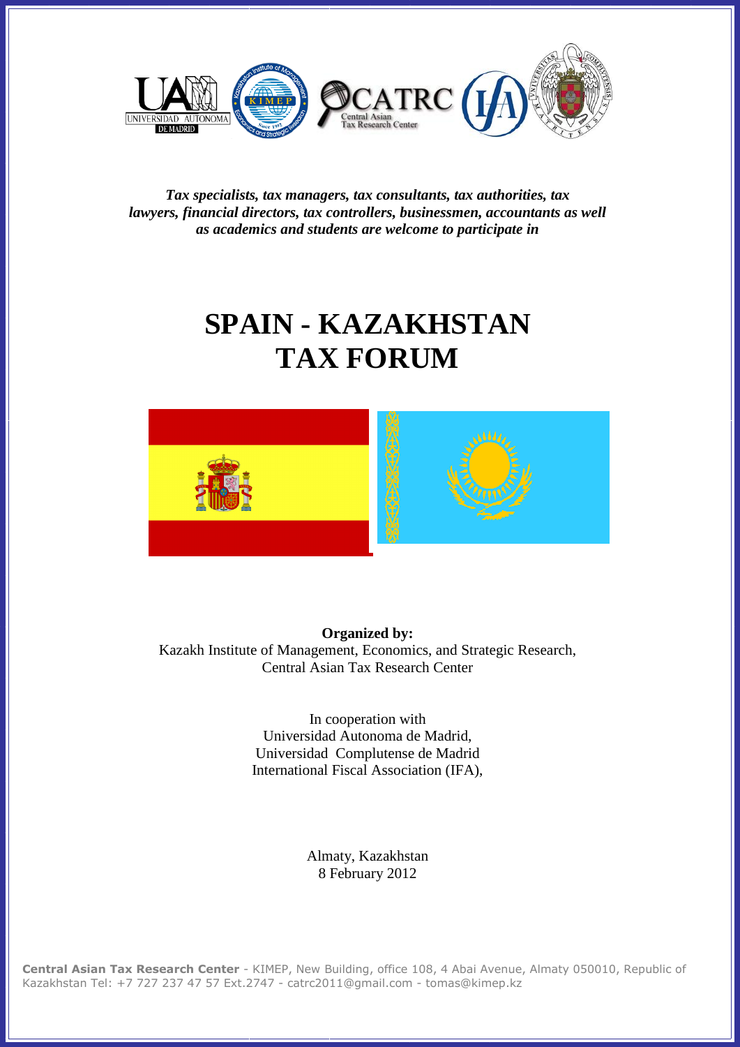*Tax specialists, tax managers, tax consultants, tax authorities, tax lawyers, financial directors, tax controllers, businessmen, accountants as well as academics and students are welcome to participate in*

# SPAIN - KAZAKHSTAN TAX FORUM

**Organized by:**
Kazakh Institute of Management, Economics, and Strategic Research,
Central Asian Tax Research Center

In cooperation with
Universidad Autonoma de Madrid,
Universidad Complutense de Madrid
International Fiscal Association (IFA),

Almaty, Kazakhstan
8 February 2012

**Central Asian Tax Research Center** - KIMEP, New Building, office 108, 4 Abai Avenue, Almaty 050010, Republic of Kazakhstan Tel: +7 727 237 47 57 Ext.2747 - catrc2011@gmail.com - tomas@kimep.kz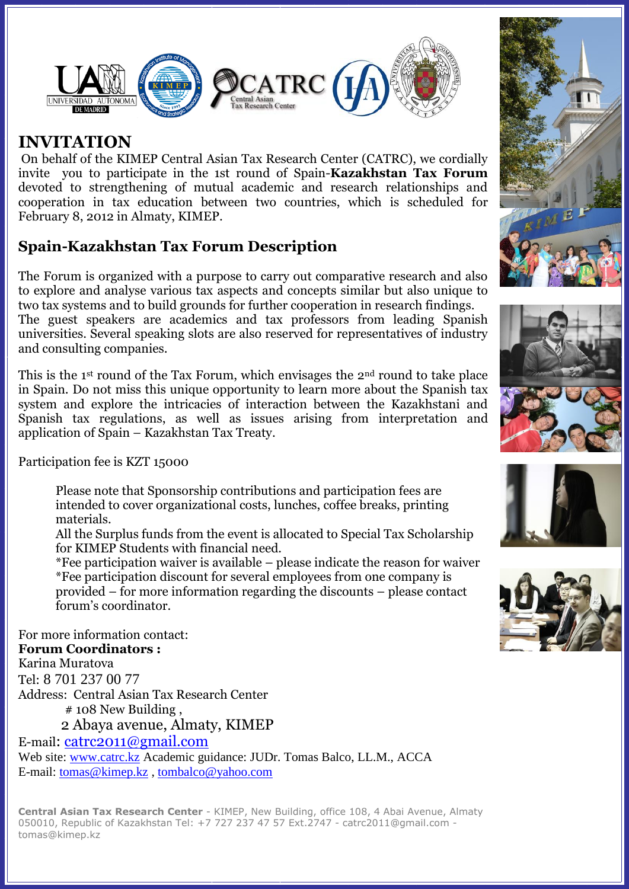# INVITATION

On behalf of the KIMEP Central Asian Tax Research Center (CATRC), we cordially invite you to participate in the 1st round of Spain-**Kazakhstan Tax Forum** devoted to strengthening of mutual academic and research relationships and cooperation in tax education between two countries, which is scheduled for February 8, 2012 in Almaty, KIMEP.

## Spain-Kazakhstan Tax Forum Description

The Forum is organized with a purpose to carry out comparative research and also to explore and analyse various tax aspects and concepts similar but also unique to two tax systems and to build grounds for further cooperation in research findings. The guest speakers are academics and tax professors from leading Spanish universities. Several speaking slots are also reserved for representatives of industry and consulting companies.

This is the 1st round of the Tax Forum, which envisages the 2nd round to take place in Spain. Do not miss this unique opportunity to learn more about the Spanish tax system and explore the intricacies of interaction between the Kazakhstani and Spanish tax regulations, as well as issues arising from interpretation and application of Spain – Kazakhstan Tax Treaty.

Participation fee is KZT 15000

> Please note that Sponsorship contributions and participation fees are intended to cover organizational costs, lunches, coffee breaks, printing materials.
> All the Surplus funds from the event is allocated to Special Tax Scholarship for KIMEP Students with financial need.
> *Fee participation waiver is available – please indicate the reason for waiver
> *Fee participation discount for several employees from one company is provided – for more information regarding the discounts – please contact forum's coordinator.

For more information contact:
**Forum Coordinators :**
Karina Muratova
Tel: 8 701 237 00 77
Address: Central Asian Tax Research Center
# 108 New Building ,
2 Abaya avenue, Almaty, KIMEP
E-mail: catrc2011@gmail.com
Web site: www.catrc.kz Academic guidance: JUDr. Tomas Balco, LL.M., ACCA
E-mail: tomas@kimep.kz , tombalco@yahoo.com

**Central Asian Tax Research Center** - KIMEP, New Building, office 108, 4 Abai Avenue, Almaty 050010, Republic of Kazakhstan Tel: +7 727 237 47 57 Ext.2747 - catrc2011@gmail.com - tomas@kimep.kz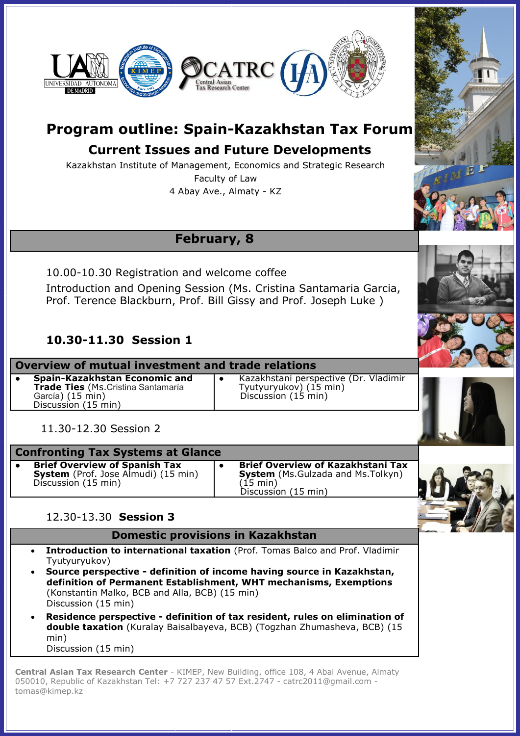# Program outline: Spain-Kazakhstan Tax Forum

## Current Issues and Future Developments

Kazakhstan Institute of Management, Economics and Strategic Research

Faculty of Law

4 Abay Ave., Almaty - KZ

## February, 8

10.00-10.30 Registration and welcome coffee

Introduction and Opening Session (Ms. Cristina Santamaria Garcia, Prof. Terence Blackburn, Prof. Bill Gissy and Prof. Joseph Luke )

### 10.30-11.30 Session 1

| Overview of mutual investment and trade relations | |
|---|---|
| • **Spain-Kazakhstan Economic and Trade Ties** (Ms.Cristina Santamaría García) (15 min) Discussion (15 min) | • Kazakhstani perspective (Dr. Vladimir Tyutyuryukov) (15 min) Discussion (15 min) |

11.30-12.30 Session 2

| Confronting Tax Systems at Glance | |
|---|---|
| • **Brief Overview of Spanish Tax System** (Prof. Jose Almudi) (15 min) Discussion (15 min) | • **Brief Overview of Kazakhstani Tax System** (Ms.Gulzada and Ms.Tolkyn) (15 min) Discussion (15 min) |

12.30-13.30 **Session 3**

**Domestic provisions in Kazakhstan**

- **Introduction to international taxation** (Prof. Tomas Balco and Prof. Vladimir Tyutyuryukov)
- **Source perspective - definition of income having source in Kazakhstan, definition of Permanent Establishment, WHT mechanisms, Exemptions** (Konstantin Malko, BCB and Alla, BCB) (15 min)
  Discussion (15 min)
- **Residence perspective - definition of tax resident, rules on elimination of double taxation** (Kuralay Baisalbayeva, BCB) (Togzhan Zhumasheva, BCB) (15 min)
  Discussion (15 min)

**Central Asian Tax Research Center** - KIMEP, New Building, office 108, 4 Abai Avenue, Almaty 050010, Republic of Kazakhstan Tel: +7 727 237 47 57 Ext.2747 - catrc2011@gmail.com - tomas@kimep.kz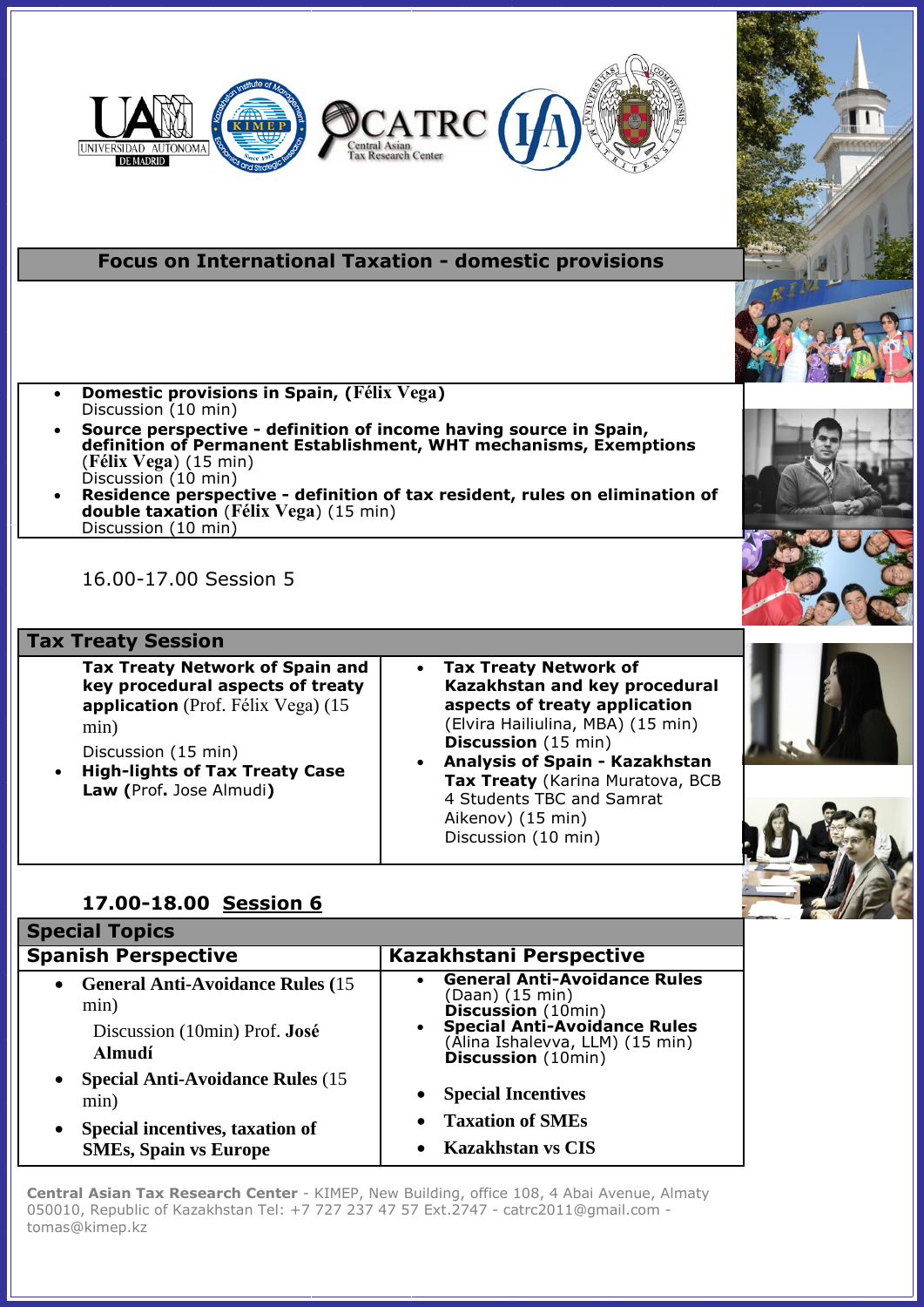## Focus on International Taxation - domestic provisions

- **Domestic provisions in Spain, (Félix Vega)**
  Discussion (10 min)
- **Source perspective - definition of income having source in Spain, definition of Permanent Establishment, WHT mechanisms, Exemptions** (**Félix Vega**) (15 min)
  Discussion (10 min)
- **Residence perspective - definition of tax resident, rules on elimination of double taxation** (**Félix Vega**) (15 min)
  Discussion (10 min)

16.00-17.00 Session 5

### Tax Treaty Session

**Tax Treaty Network of Spain and key procedural aspects of treaty application** (Prof. Félix Vega) (15 min)

Discussion (15 min)

- **High-lights of Tax Treaty Case Law (**Prof**.** Jose Almudi**)**

- **Tax Treaty Network of Kazakhstan and key procedural aspects of treaty application** (Elvira Hailiulina, MBA) (15 min)
  **Discussion** (15 min)
- **Analysis of Spain - Kazakhstan Tax Treaty** (Karina Muratova, BCB 4 Students TBC and Samrat Aikenov) (15 min)
  Discussion (10 min)

### 17.00-18.00 Session 6

### Special Topics

#### Spanish Perspective

- **General Anti-Avoidance Rules (**15 min)
  Discussion (10min) Prof. **José Almudí**
- **Special Anti-Avoidance Rules** (15 min)
- **Special incentives, taxation of SMEs, Spain vs Europe**

#### Kazakhstani Perspective

- **General Anti-Avoidance Rules** (Daan) (15 min)
  **Discussion** (10min)
- **Special Anti-Avoidance Rules** (Alina Ishalevva, LLM) (15 min)
  **Discussion** (10min)
- **Special Incentives**
- **Taxation of SMEs**
- **Kazakhstan vs CIS**

**Central Asian Tax Research Center** - KIMEP, New Building, office 108, 4 Abai Avenue, Almaty 050010, Republic of Kazakhstan Tel: +7 727 237 47 57 Ext.2747 - catrc2011@gmail.com - tomas@kimep.kz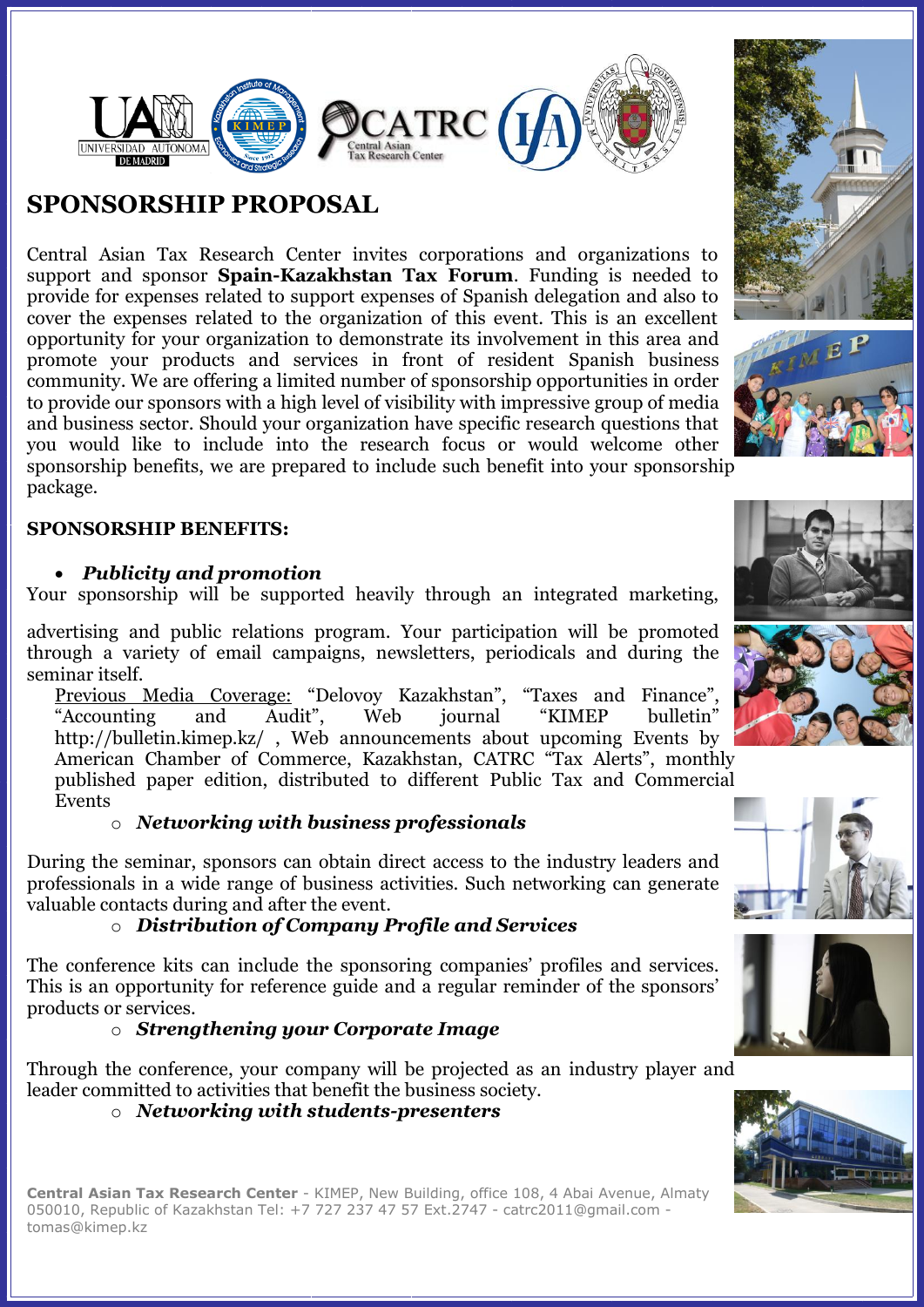# SPONSORSHIP PROPOSAL

Central Asian Tax Research Center invites corporations and organizations to support and sponsor **Spain-Kazakhstan Tax Forum**. Funding is needed to provide for expenses related to support expenses of Spanish delegation and also to cover the expenses related to the organization of this event. This is an excellent opportunity for your organization to demonstrate its involvement in this area and promote your products and services in front of resident Spanish business community. We are offering a limited number of sponsorship opportunities in order to provide our sponsors with a high level of visibility with impressive group of media and business sector. Should your organization have specific research questions that you would like to include into the research focus or would welcome other sponsorship benefits, we are prepared to include such benefit into your sponsorship package.

**SPONSORSHIP BENEFITS:**

- ***Publicity and promotion***

Your sponsorship will be supported heavily through an integrated marketing, advertising and public relations program. Your participation will be promoted through a variety of email campaigns, newsletters, periodicals and during the seminar itself.

Previous Media Coverage: "Delovoy Kazakhstan", "Taxes and Finance", "Accounting and Audit", Web journal "KIMEP bulletin" http://bulletin.kimep.kz/ , Web announcements about upcoming Events by American Chamber of Commerce, Kazakhstan, CATRC "Tax Alerts", monthly published paper edition, distributed to different Public Tax and Commercial Events

- ***Networking with business professionals***

During the seminar, sponsors can obtain direct access to the industry leaders and professionals in a wide range of business activities. Such networking can generate valuable contacts during and after the event.

- ***Distribution of Company Profile and Services***

The conference kits can include the sponsoring companies' profiles and services. This is an opportunity for reference guide and a regular reminder of the sponsors' products or services.

- ***Strengthening your Corporate Image***

Through the conference, your company will be projected as an industry player and leader committed to activities that benefit the business society.

- ***Networking with students-presenters***

**Central Asian Tax Research Center** - KIMEP, New Building, office 108, 4 Abai Avenue, Almaty 050010, Republic of Kazakhstan Tel: +7 727 237 47 57 Ext.2747 - catrc2011@gmail.com - tomas@kimep.kz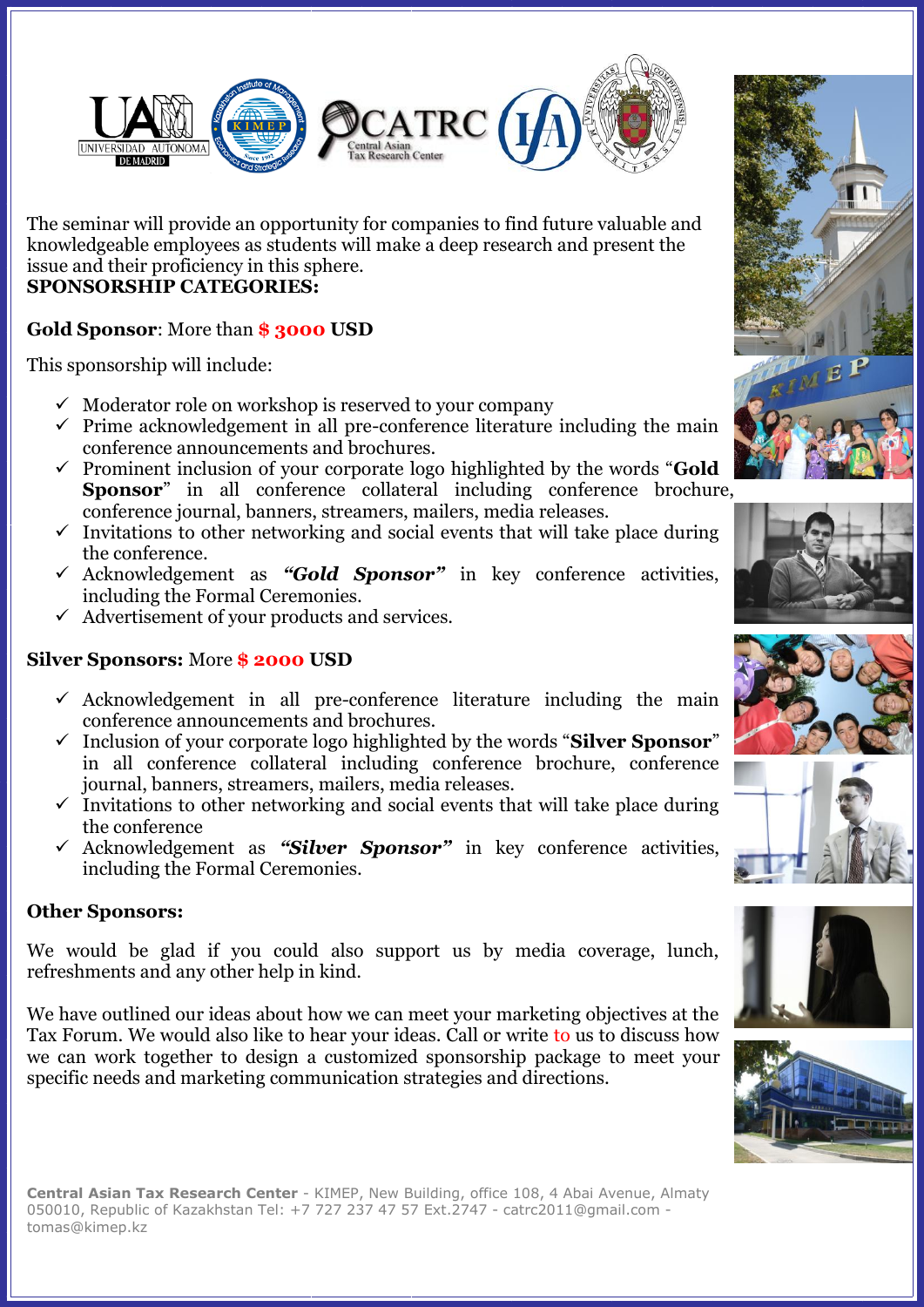The seminar will provide an opportunity for companies to find future valuable and knowledgeable employees as students will make a deep research and present the issue and their proficiency in this sphere.

**SPONSORSHIP CATEGORIES:**

**Gold Sponsor**: More than **$ 3000 USD**

This sponsorship will include:

- ✓ Moderator role on workshop is reserved to your company
- ✓ Prime acknowledgement in all pre-conference literature including the main conference announcements and brochures.
- ✓ Prominent inclusion of your corporate logo highlighted by the words "**Gold Sponsor**" in all conference collateral including conference brochure, conference journal, banners, streamers, mailers, media releases.
- ✓ Invitations to other networking and social events that will take place during the conference.
- ✓ Acknowledgement as ***"Gold Sponsor"*** in key conference activities, including the Formal Ceremonies.
- ✓ Advertisement of your products and services.

**Silver Sponsors:** More **$ 2000 USD**

- ✓ Acknowledgement in all pre-conference literature including the main conference announcements and brochures.
- ✓ Inclusion of your corporate logo highlighted by the words "**Silver Sponsor**" in all conference collateral including conference brochure, conference journal, banners, streamers, mailers, media releases.
- ✓ Invitations to other networking and social events that will take place during the conference
- ✓ Acknowledgement as ***"Silver Sponsor"*** in key conference activities, including the Formal Ceremonies.

**Other Sponsors:**

We would be glad if you could also support us by media coverage, lunch, refreshments and any other help in kind.

We have outlined our ideas about how we can meet your marketing objectives at the Tax Forum. We would also like to hear your ideas. Call or write to us to discuss how we can work together to design a customized sponsorship package to meet your specific needs and marketing communication strategies and directions.

**Central Asian Tax Research Center** - KIMEP, New Building, office 108, 4 Abai Avenue, Almaty 050010, Republic of Kazakhstan Tel: +7 727 237 47 57 Ext.2747 - catrc2011@gmail.com - tomas@kimep.kz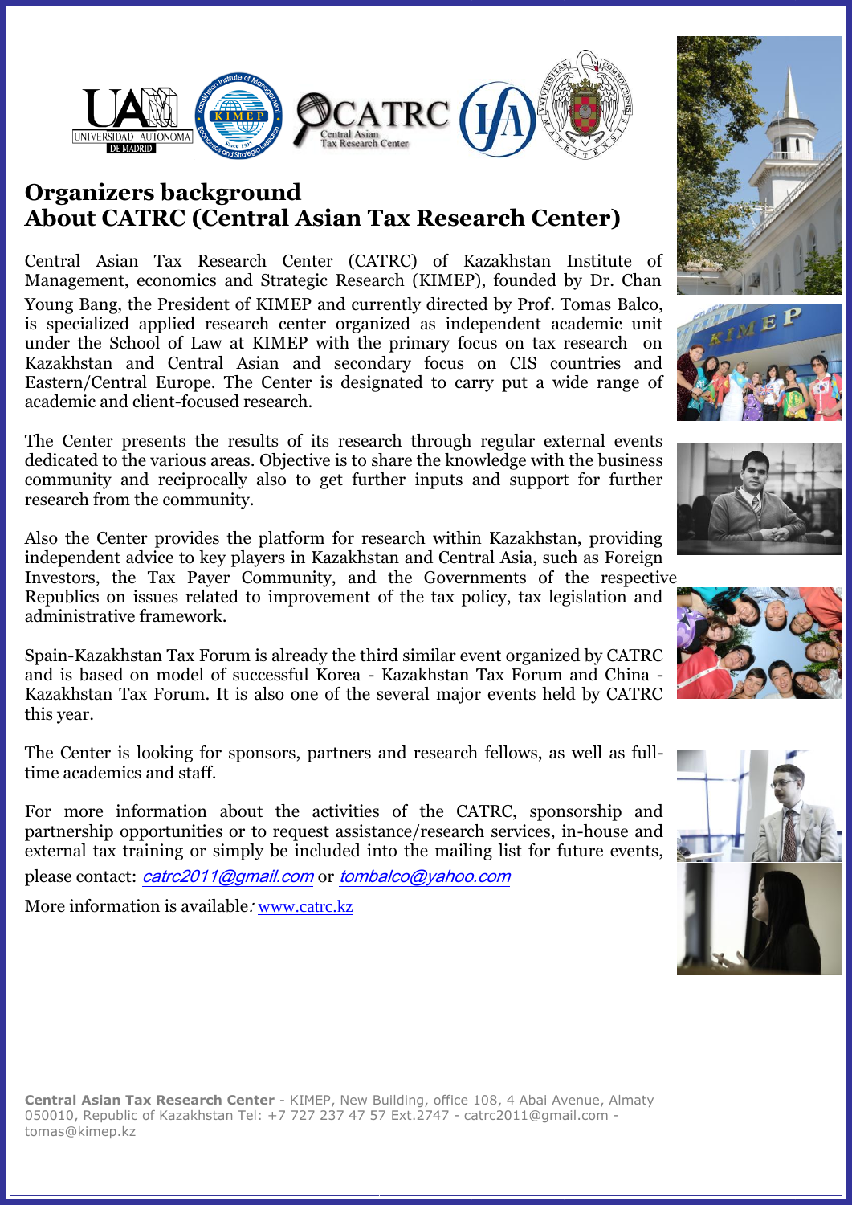## Organizers background

## About CATRC (Central Asian Tax Research Center)

Central Asian Tax Research Center (CATRC) of Kazakhstan Institute of Management, economics and Strategic Research (KIMEP), founded by Dr. Chan Young Bang, the President of KIMEP and currently directed by Prof. Tomas Balco, is specialized applied research center organized as independent academic unit under the School of Law at KIMEP with the primary focus on tax research on Kazakhstan and Central Asian and secondary focus on CIS countries and Eastern/Central Europe. The Center is designated to carry put a wide range of academic and client-focused research.

The Center presents the results of its research through regular external events dedicated to the various areas. Objective is to share the knowledge with the business community and reciprocally also to get further inputs and support for further research from the community.

Also the Center provides the platform for research within Kazakhstan, providing independent advice to key players in Kazakhstan and Central Asia, such as Foreign Investors, the Tax Payer Community, and the Governments of the respective Republics on issues related to improvement of the tax policy, tax legislation and administrative framework.

Spain-Kazakhstan Tax Forum is already the third similar event organized by CATRC and is based on model of successful Korea - Kazakhstan Tax Forum and China - Kazakhstan Tax Forum. It is also one of the several major events held by CATRC this year.

The Center is looking for sponsors, partners and research fellows, as well as full-time academics and staff.

For more information about the activities of the CATRC, sponsorship and partnership opportunities or to request assistance/research services, in-house and external tax training or simply be included into the mailing list for future events, please contact: *catrc2011@gmail.com* or *tombalco@yahoo.com*

More information is available: www.catrc.kz

**Central Asian Tax Research Center** - KIMEP, New Building, office 108, 4 Abai Avenue, Almaty 050010, Republic of Kazakhstan Tel: +7 727 237 47 57 Ext.2747 - catrc2011@gmail.com - tomas@kimep.kz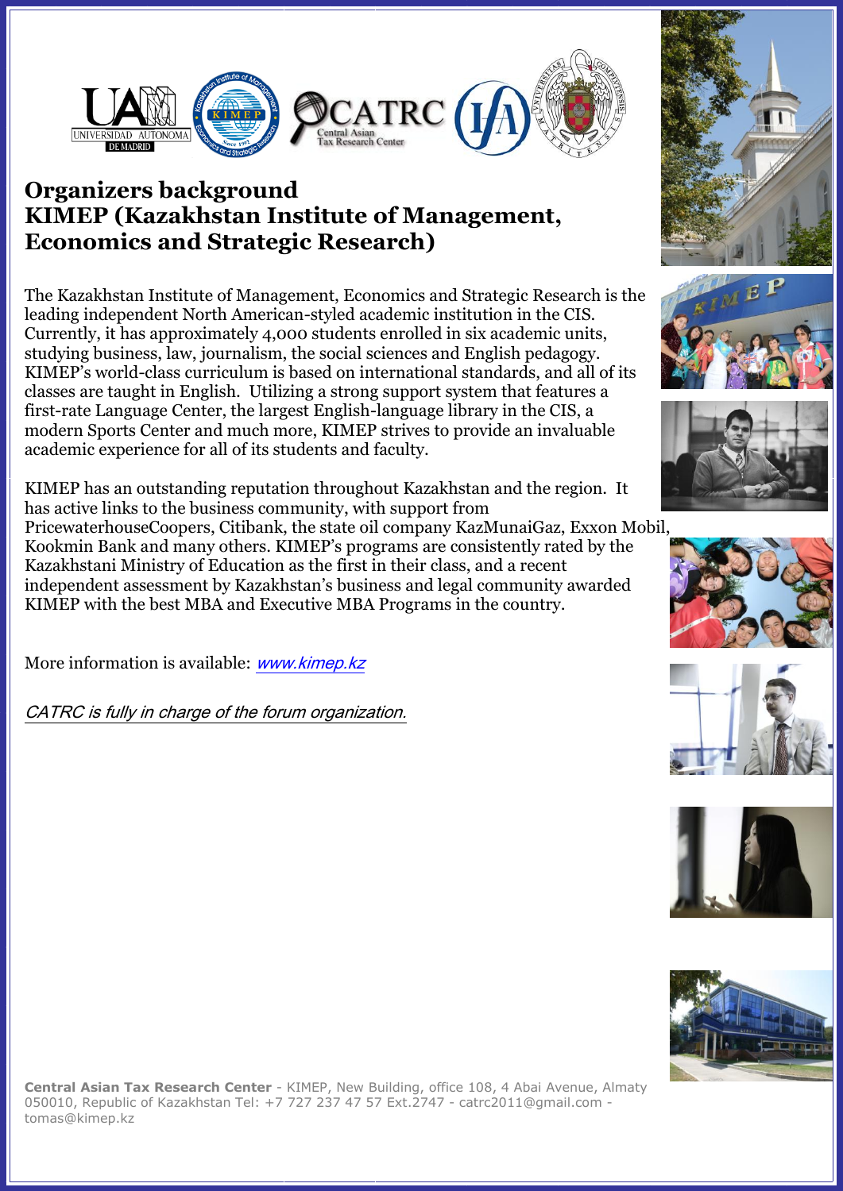# Organizers background
# KIMEP (Kazakhstan Institute of Management, Economics and Strategic Research)

The Kazakhstan Institute of Management, Economics and Strategic Research is the leading independent North American-styled academic institution in the CIS. Currently, it has approximately 4,000 students enrolled in six academic units, studying business, law, journalism, the social sciences and English pedagogy. KIMEP's world-class curriculum is based on international standards, and all of its classes are taught in English. Utilizing a strong support system that features a first-rate Language Center, the largest English-language library in the CIS, a modern Sports Center and much more, KIMEP strives to provide an invaluable academic experience for all of its students and faculty.

KIMEP has an outstanding reputation throughout Kazakhstan and the region. It has active links to the business community, with support from PricewaterhouseCoopers, Citibank, the state oil company KazMunaiGaz, Exxon Mobil, Kookmin Bank and many others. KIMEP's programs are consistently rated by the Kazakhstani Ministry of Education as the first in their class, and a recent independent assessment by Kazakhstan's business and legal community awarded KIMEP with the best MBA and Executive MBA Programs in the country.

More information is available: [www.kimep.kz](http://www.kimep.kz)

*CATRC is fully in charge of the forum organization.*

**Central Asian Tax Research Center** - KIMEP, New Building, office 108, 4 Abai Avenue, Almaty 050010, Republic of Kazakhstan Tel: +7 727 237 47 57 Ext.2747 - catrc2011@gmail.com - tomas@kimep.kz